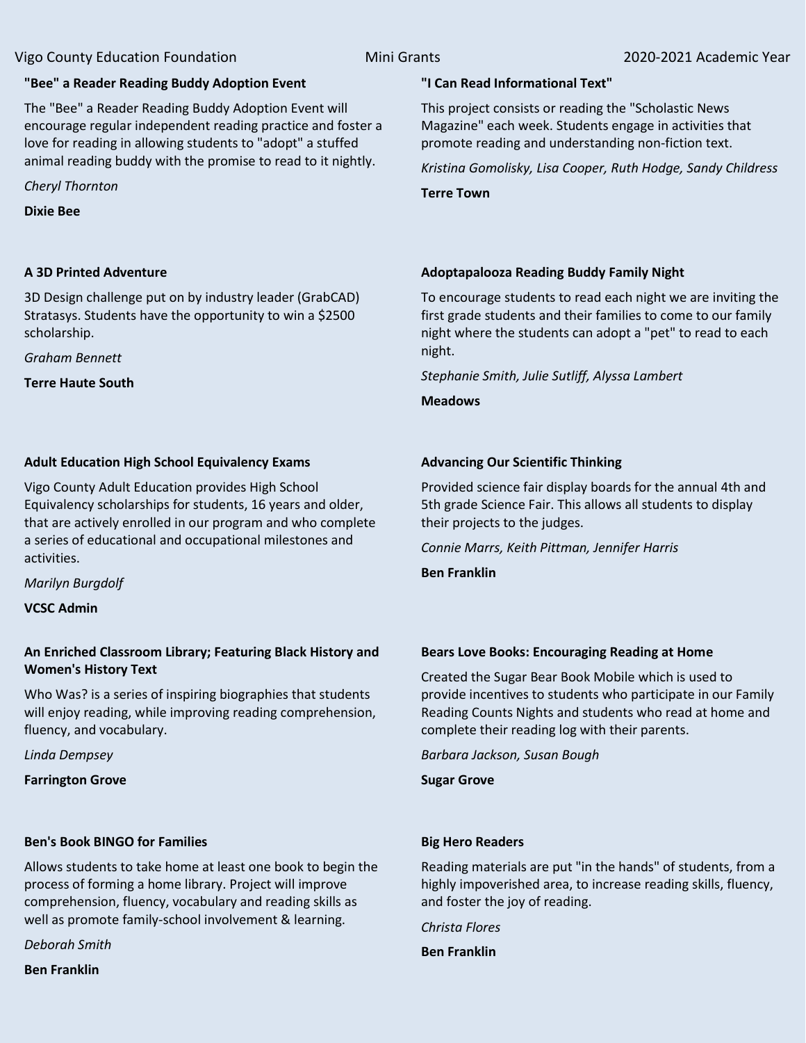Vigo County Education Foundation — Mini Grants — 2020-2021 Academic Year

**"Bee" a Reader Reading Buddy Adoption Event**

The "Bee" a Reader Reading Buddy Adoption Event will encourage regular independent reading practice and foster a love for reading in allowing students to "adopt" a stuffed animal reading buddy with the promise to read to it nightly.

*Cheryl Thornton*

**Dixie Bee**

**"I Can Read Informational Text"**

This project consists or reading the "Scholastic News Magazine" each week. Students engage in activities that promote reading and understanding non-fiction text.

*Kristina Gomolisky, Lisa Cooper, Ruth Hodge, Sandy Childress*

**Terre Town**

**A 3D Printed Adventure**

3D Design challenge put on by industry leader (GrabCAD) Stratasys. Students have the opportunity to win a $2500 scholarship.

*Graham Bennett*

**Terre Haute South**

**Adoptapalooza Reading Buddy Family Night**

To encourage students to read each night we are inviting the first grade students and their families to come to our family night where the students can adopt a "pet" to read to each night.

*Stephanie Smith, Julie Sutliff, Alyssa Lambert*

**Meadows**

**Adult Education High School Equivalency Exams**

Vigo County Adult Education provides High School Equivalency scholarships for students, 16 years and older, that are actively enrolled in our program and who complete a series of educational and occupational milestones and activities.

*Marilyn Burgdolf*

**VCSC Admin**

**Advancing Our Scientific Thinking**

Provided science fair display boards for the annual 4th and 5th grade Science Fair. This allows all students to display their projects to the judges.

*Connie Marrs, Keith Pittman, Jennifer Harris*

**Ben Franklin**

**An Enriched Classroom Library; Featuring Black History and Women's History Text**

Who Was? is a series of inspiring biographies that students will enjoy reading, while improving reading comprehension, fluency, and vocabulary.

*Linda Dempsey*

**Farrington Grove**

**Bears Love Books: Encouraging Reading at Home**

Created the Sugar Bear Book Mobile which is used to provide incentives to students who participate in our Family Reading Counts Nights and students who read at home and complete their reading log with their parents.

*Barbara Jackson, Susan Bough*

**Sugar Grove**

**Ben's Book BINGO for Families**

Allows students to take home at least one book to begin the process of forming a home library. Project will improve comprehension, fluency, vocabulary and reading skills as well as promote family-school involvement & learning.

*Deborah Smith*

**Ben Franklin**

**Big Hero Readers**

Reading materials are put "in the hands" of students, from a highly impoverished area, to increase reading skills, fluency, and foster the joy of reading.

*Christa Flores*

**Ben Franklin**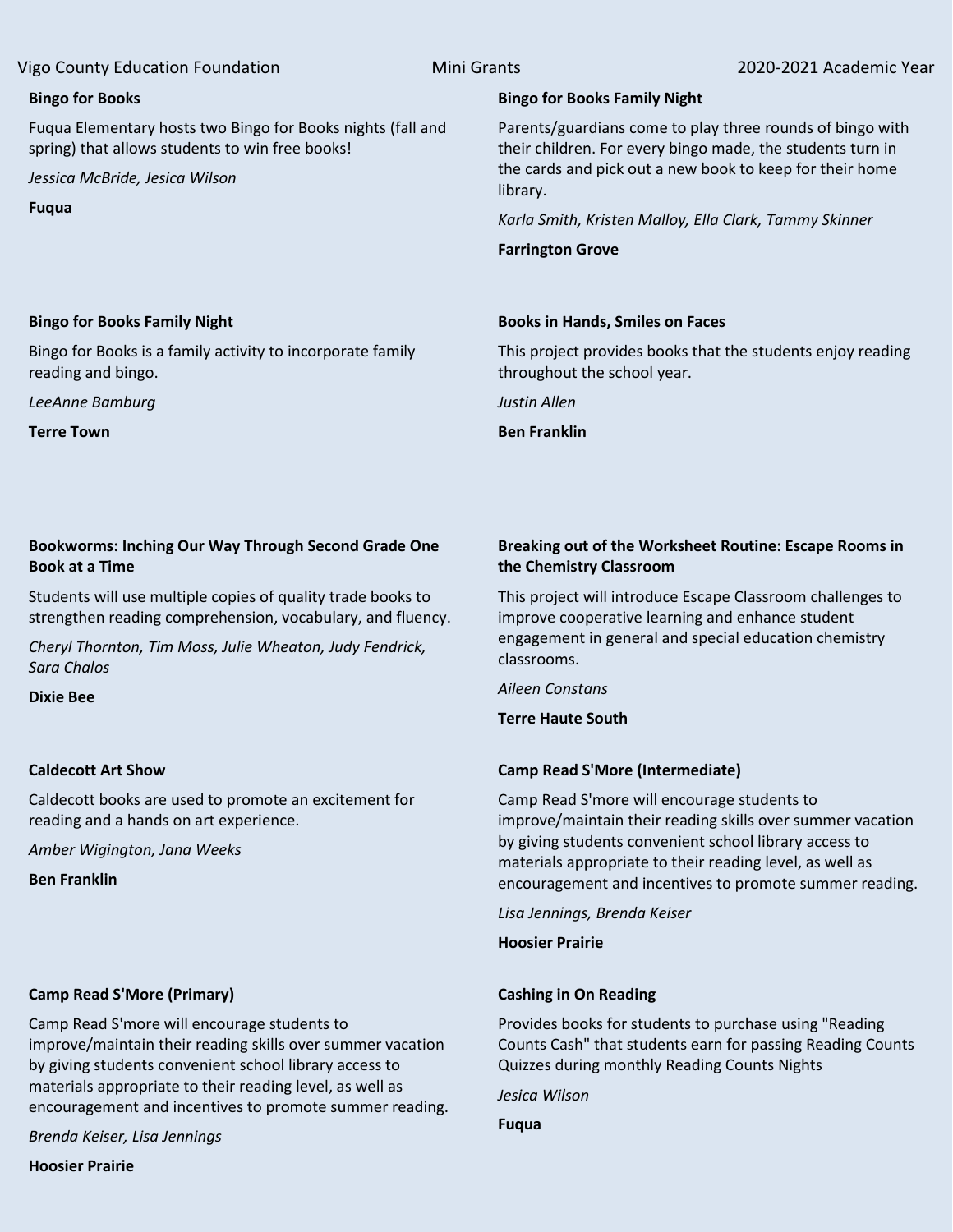**Bingo for Books**

Fuqua Elementary hosts two Bingo for Books nights (fall and spring) that allows students to win free books!

*Jessica McBride, Jesica Wilson*

**Fuqua**

**Bingo for Books Family Night**

Parents/guardians come to play three rounds of bingo with their children. For every bingo made, the students turn in the cards and pick out a new book to keep for their home library.

*Karla Smith, Kristen Malloy, Ella Clark, Tammy Skinner*

**Farrington Grove**

**Bingo for Books Family Night**

Bingo for Books is a family activity to incorporate family reading and bingo.

*LeeAnne Bamburg*

**Terre Town**

**Books in Hands, Smiles on Faces**

This project provides books that the students enjoy reading throughout the school year.

*Justin Allen*

**Ben Franklin**

**Bookworms: Inching Our Way Through Second Grade One Book at a Time**

Students will use multiple copies of quality trade books to strengthen reading comprehension, vocabulary, and fluency.

*Cheryl Thornton, Tim Moss, Julie Wheaton, Judy Fendrick, Sara Chalos*

**Dixie Bee**

**Breaking out of the Worksheet Routine: Escape Rooms in the Chemistry Classroom**

This project will introduce Escape Classroom challenges to improve cooperative learning and enhance student engagement in general and special education chemistry classrooms.

*Aileen Constans*

**Terre Haute South**

**Caldecott Art Show**

Caldecott books are used to promote an excitement for reading and a hands on art experience.

*Amber Wigington, Jana Weeks*

**Ben Franklin**

**Camp Read S'More (Intermediate)**

Camp Read S'more will encourage students to improve/maintain their reading skills over summer vacation by giving students convenient school library access to materials appropriate to their reading level, as well as encouragement and incentives to promote summer reading.

*Lisa Jennings, Brenda Keiser*

**Hoosier Prairie**

**Camp Read S'More (Primary)**

Camp Read S'more will encourage students to improve/maintain their reading skills over summer vacation by giving students convenient school library access to materials appropriate to their reading level, as well as encouragement and incentives to promote summer reading.

*Brenda Keiser, Lisa Jennings*

**Hoosier Prairie**

**Cashing in On Reading**

Provides books for students to purchase using "Reading Counts Cash" that students earn for passing Reading Counts Quizzes during monthly Reading Counts Nights

*Jesica Wilson*

**Fuqua**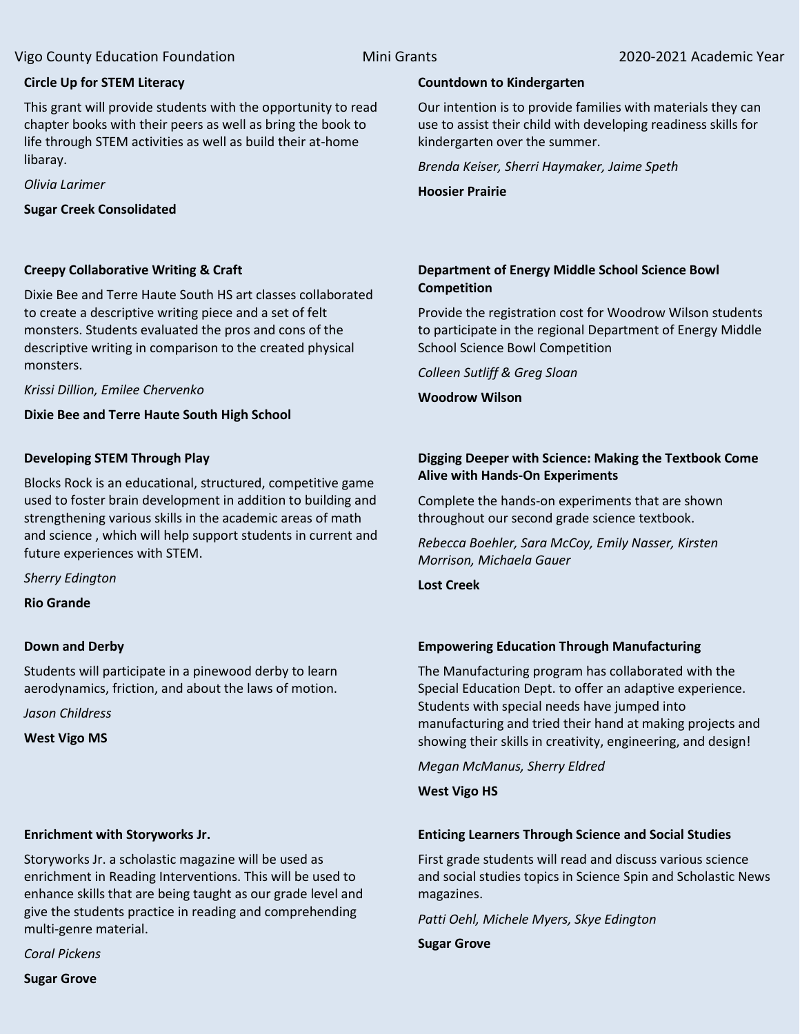### Circle Up for STEM Literacy

This grant will provide students with the opportunity to read chapter books with their peers as well as bring the book to life through STEM activities as well as build their at-home libaray.

*Olivia Larimer*

**Sugar Creek Consolidated**

### Countdown to Kindergarten

Our intention is to provide families with materials they can use to assist their child with developing readiness skills for kindergarten over the summer.

*Brenda Keiser, Sherri Haymaker, Jaime Speth*

**Hoosier Prairie**

### Creepy Collaborative Writing & Craft

Dixie Bee and Terre Haute South HS art classes collaborated to create a descriptive writing piece and a set of felt monsters. Students evaluated the pros and cons of the descriptive writing in comparison to the created physical monsters.

*Krissi Dillion, Emilee Chervenko*

**Dixie Bee and Terre Haute South High School**

### Department of Energy Middle School Science Bowl Competition

Provide the registration cost for Woodrow Wilson students to participate in the regional Department of Energy Middle School Science Bowl Competition

*Colleen Sutliff & Greg Sloan*

**Woodrow Wilson**

### Developing STEM Through Play

Blocks Rock is an educational, structured, competitive game used to foster brain development in addition to building and strengthening various skills in the academic areas of math and science , which will help support students in current and future experiences with STEM.

*Sherry Edington*

**Rio Grande**

### Digging Deeper with Science: Making the Textbook Come Alive with Hands-On Experiments

Complete the hands-on experiments that are shown throughout our second grade science textbook.

*Rebecca Boehler, Sara McCoy, Emily Nasser, Kirsten Morrison, Michaela Gauer*

**Lost Creek**

### Down and Derby

Students will participate in a pinewood derby to learn aerodynamics, friction, and about the laws of motion.

*Jason Childress*

**West Vigo MS**

### Empowering Education Through Manufacturing

The Manufacturing program has collaborated with the Special Education Dept. to offer an adaptive experience. Students with special needs have jumped into manufacturing and tried their hand at making projects and showing their skills in creativity, engineering, and design!

*Megan McManus, Sherry Eldred*

**West Vigo HS**

### Enrichment with Storyworks Jr.

Storyworks Jr. a scholastic magazine will be used as enrichment in Reading Interventions. This will be used to enhance skills that are being taught as our grade level and give the students practice in reading and comprehending multi-genre material.

*Coral Pickens*

**Sugar Grove**

### Enticing Learners Through Science and Social Studies

First grade students will read and discuss various science and social studies topics in Science Spin and Scholastic News magazines.

*Patti Oehl, Michele Myers, Skye Edington*

**Sugar Grove**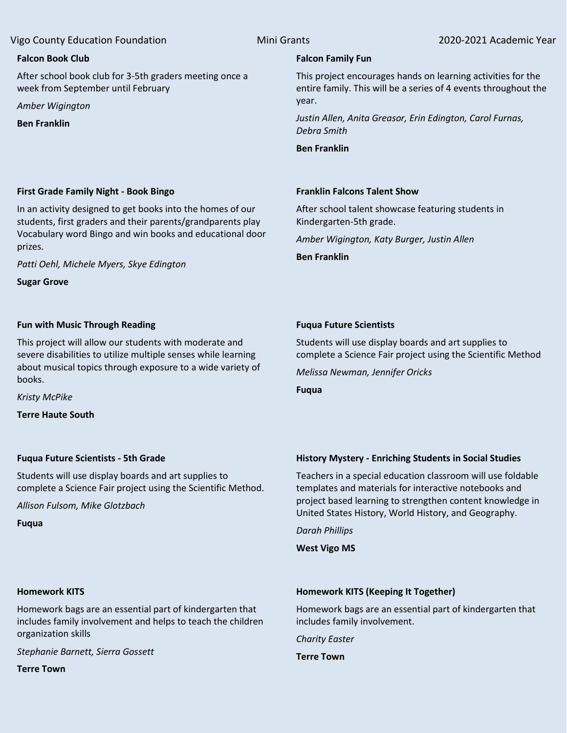### Falcon Book Club

After school book club for 3-5th graders meeting once a week from September until February

*Amber Wigington*

**Ben Franklin**

### Falcon Family Fun

This project encourages hands on learning activities for the entire family. This will be a series of 4 events throughout the year.

*Justin Allen, Anita Greasor, Erin Edington, Carol Furnas, Debra Smith*

**Ben Franklin**

### First Grade Family Night - Book Bingo

In an activity designed to get books into the homes of our students, first graders and their parents/grandparents play Vocabulary word Bingo and win books and educational door prizes.

*Patti Oehl, Michele Myers, Skye Edington*

**Sugar Grove**

### Franklin Falcons Talent Show

After school talent showcase featuring students in Kindergarten-5th grade.

*Amber Wigington, Katy Burger, Justin Allen*

**Ben Franklin**

### Fun with Music Through Reading

This project will allow our students with moderate and severe disabilities to utilize multiple senses while learning about musical topics through exposure to a wide variety of books.

*Kristy McPike*

**Terre Haute South**

### Fuqua Future Scientists

Students will use display boards and art supplies to complete a Science Fair project using the Scientific Method

*Melissa Newman, Jennifer Oricks*

**Fuqua**

### Fuqua Future Scientists - 5th Grade

Students will use display boards and art supplies to complete a Science Fair project using the Scientific Method.

*Allison Fulsom, Mike Glotzbach*

**Fuqua**

### History Mystery - Enriching Students in Social Studies

Teachers in a special education classroom will use foldable templates and materials for interactive notebooks and project based learning to strengthen content knowledge in United States History, World History, and Geography.

*Darah Phillips*

**West Vigo MS**

### Homework KITS

Homework bags are an essential part of kindergarten that includes family involvement and helps to teach the children organization skills

*Stephanie Barnett, Sierra Gossett*

**Terre Town**

### Homework KITS (Keeping It Together)

Homework bags are an essential part of kindergarten that includes family involvement.

*Charity Easter*

**Terre Town**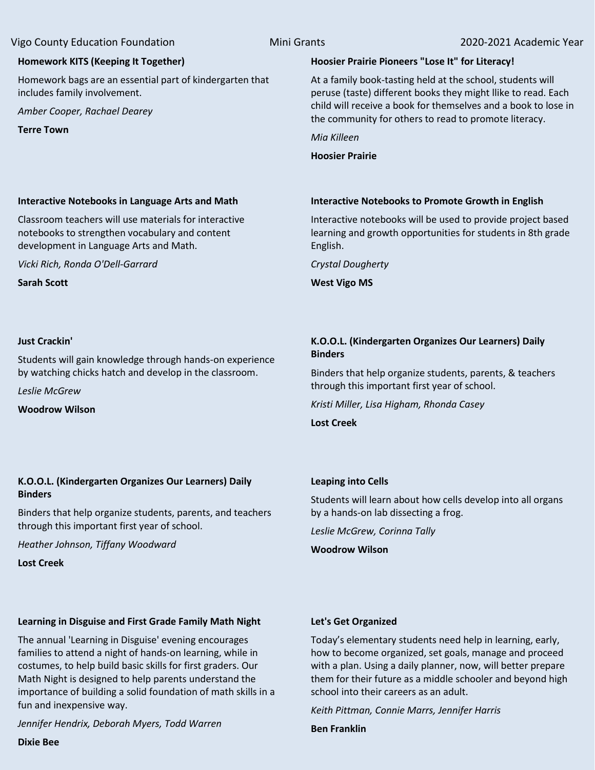**Homework KITS (Keeping It Together)**

Homework bags are an essential part of kindergarten that includes family involvement.

*Amber Cooper, Rachael Dearey*

**Terre Town**

**Hoosier Prairie Pioneers "Lose It" for Literacy!**

At a family book-tasting held at the school, students will peruse (taste) different books they might llike to read. Each child will receive a book for themselves and a book to lose in the community for others to read to promote literacy.

*Mia Killeen*

**Hoosier Prairie**

**Interactive Notebooks in Language Arts and Math**

Classroom teachers will use materials for interactive notebooks to strengthen vocabulary and content development in Language Arts and Math.

*Vicki Rich, Ronda O'Dell-Garrard*

**Sarah Scott**

**Interactive Notebooks to Promote Growth in English**

Interactive notebooks will be used to provide project based learning and growth opportunities for students in 8th grade English.

*Crystal Dougherty*

**West Vigo MS**

**Just Crackin'**

Students will gain knowledge through hands-on experience by watching chicks hatch and develop in the classroom.

*Leslie McGrew*

**Woodrow Wilson**

**K.O.O.L. (Kindergarten Organizes Our Learners) Daily Binders**

Binders that help organize students, parents, & teachers through this important first year of school.

*Kristi Miller, Lisa Higham, Rhonda Casey*

**Lost Creek**

**K.O.O.L. (Kindergarten Organizes Our Learners) Daily Binders**

Binders that help organize students, parents, and teachers through this important first year of school.

*Heather Johnson, Tiffany Woodward*

**Lost Creek**

**Leaping into Cells**

Students will learn about how cells develop into all organs by a hands-on lab dissecting a frog.

*Leslie McGrew, Corinna Tally*

**Woodrow Wilson**

**Learning in Disguise and First Grade Family Math Night**

The annual 'Learning in Disguise' evening encourages families to attend a night of hands-on learning, while in costumes, to help build basic skills for first graders. Our Math Night is designed to help parents understand the importance of building a solid foundation of math skills in a fun and inexpensive way.

*Jennifer Hendrix, Deborah Myers, Todd Warren*

**Dixie Bee**

**Let's Get Organized**

Today's elementary students need help in learning, early, how to become organized, set goals, manage and proceed with a plan. Using a daily planner, now, will better prepare them for their future as a middle schooler and beyond high school into their careers as an adult.

*Keith Pittman, Connie Marrs, Jennifer Harris*

**Ben Franklin**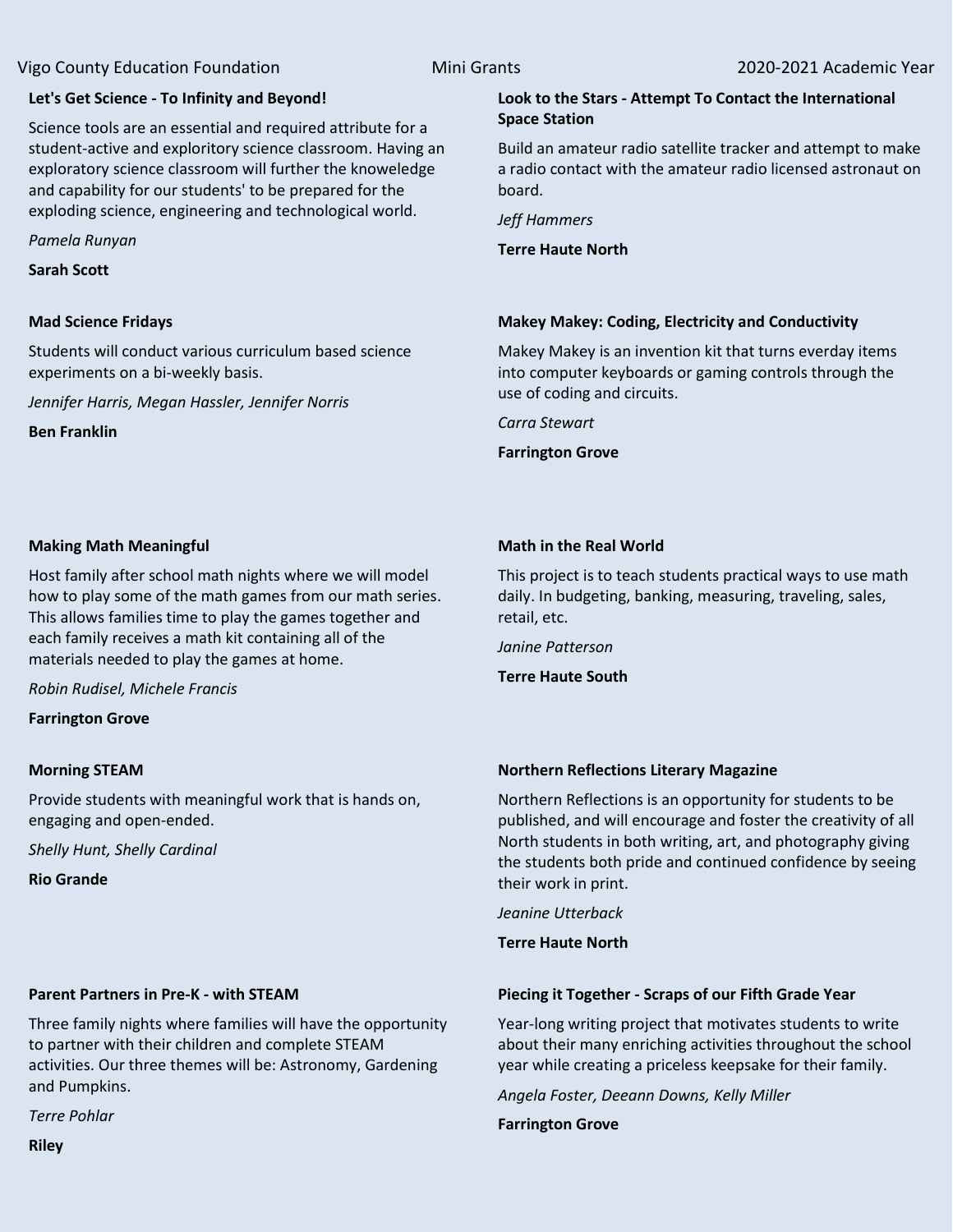### Let's Get Science - To Infinity and Beyond!

Science tools are an essential and required attribute for a student-active and exploritory science classroom. Having an exploratory science classroom will further the knoweledge and capability for our students' to be prepared for the exploding science, engineering and technological world.

*Pamela Runyan*

**Sarah Scott**

### Look to the Stars - Attempt To Contact the International Space Station

Build an amateur radio satellite tracker and attempt to make a radio contact with the amateur radio licensed astronaut on board.

*Jeff Hammers*

**Terre Haute North**

### Mad Science Fridays

Students will conduct various curriculum based science experiments on a bi-weekly basis.

*Jennifer Harris, Megan Hassler, Jennifer Norris*

**Ben Franklin**

### Makey Makey: Coding, Electricity and Conductivity

Makey Makey is an invention kit that turns everday items into computer keyboards or gaming controls through the use of coding and circuits.

*Carra Stewart*

**Farrington Grove**

### Making Math Meaningful

Host family after school math nights where we will model how to play some of the math games from our math series. This allows families time to play the games together and each family receives a math kit containing all of the materials needed to play the games at home.

*Robin Rudisel, Michele Francis*

**Farrington Grove**

### Math in the Real World

This project is to teach students practical ways to use math daily. In budgeting, banking, measuring, traveling, sales, retail, etc.

*Janine Patterson*

**Terre Haute South**

### Morning STEAM

Provide students with meaningful work that is hands on, engaging and open-ended.

*Shelly Hunt, Shelly Cardinal*

**Rio Grande**

### Northern Reflections Literary Magazine

Northern Reflections is an opportunity for students to be published, and will encourage and foster the creativity of all North students in both writing, art, and photography giving the students both pride and continued confidence by seeing their work in print.

*Jeanine Utterback*

**Terre Haute North**

### Parent Partners in Pre-K - with STEAM

Three family nights where families will have the opportunity to partner with their children and complete STEAM activities. Our three themes will be: Astronomy, Gardening and Pumpkins.

*Terre Pohlar*

**Riley**

### Piecing it Together - Scraps of our Fifth Grade Year

Year-long writing project that motivates students to write about their many enriching activities throughout the school year while creating a priceless keepsake for their family.

*Angela Foster, Deeann Downs, Kelly Miller*

**Farrington Grove**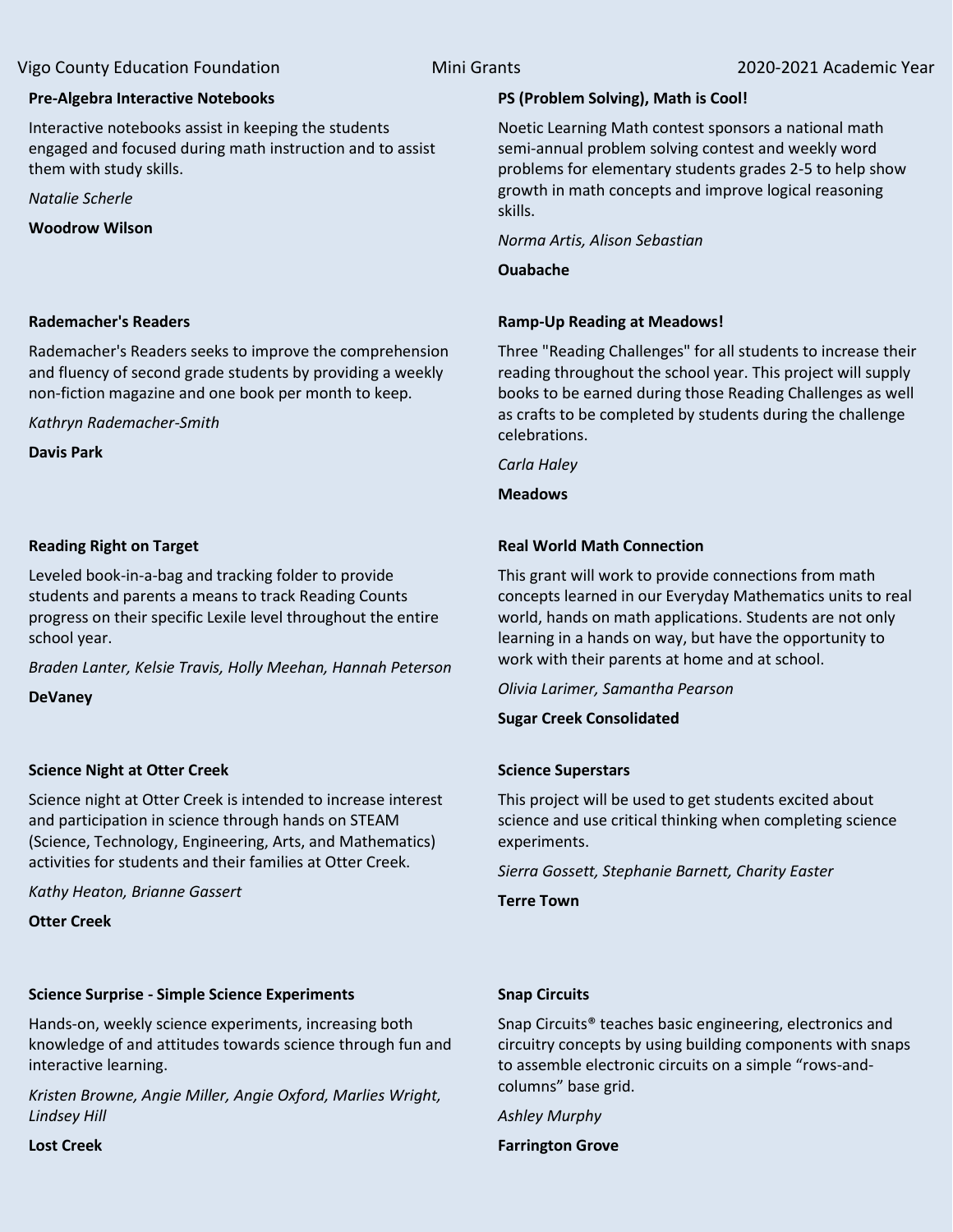### Pre-Algebra Interactive Notebooks

Interactive notebooks assist in keeping the students engaged and focused during math instruction and to assist them with study skills.

*Natalie Scherle*

**Woodrow Wilson**

### PS (Problem Solving), Math is Cool!

Noetic Learning Math contest sponsors a national math semi-annual problem solving contest and weekly word problems for elementary students grades 2-5 to help show growth in math concepts and improve logical reasoning skills.

*Norma Artis, Alison Sebastian*

**Ouabache**

### Rademacher's Readers

Rademacher's Readers seeks to improve the comprehension and fluency of second grade students by providing a weekly non-fiction magazine and one book per month to keep.

*Kathryn Rademacher-Smith*

**Davis Park**

### Ramp-Up Reading at Meadows!

Three "Reading Challenges" for all students to increase their reading throughout the school year. This project will supply books to be earned during those Reading Challenges as well as crafts to be completed by students during the challenge celebrations.

*Carla Haley*

**Meadows**

### Reading Right on Target

Leveled book-in-a-bag and tracking folder to provide students and parents a means to track Reading Counts progress on their specific Lexile level throughout the entire school year.

*Braden Lanter, Kelsie Travis, Holly Meehan, Hannah Peterson*

**DeVaney**

### Real World Math Connection

This grant will work to provide connections from math concepts learned in our Everyday Mathematics units to real world, hands on math applications. Students are not only learning in a hands on way, but have the opportunity to work with their parents at home and at school.

*Olivia Larimer, Samantha Pearson*

**Sugar Creek Consolidated**

### Science Night at Otter Creek

Science night at Otter Creek is intended to increase interest and participation in science through hands on STEAM (Science, Technology, Engineering, Arts, and Mathematics) activities for students and their families at Otter Creek.

*Kathy Heaton, Brianne Gassert*

**Otter Creek**

### Science Superstars

This project will be used to get students excited about science and use critical thinking when completing science experiments.

*Sierra Gossett, Stephanie Barnett, Charity Easter*

**Terre Town**

### Science Surprise - Simple Science Experiments

Hands-on, weekly science experiments, increasing both knowledge of and attitudes towards science through fun and interactive learning.

*Kristen Browne, Angie Miller, Angie Oxford, Marlies Wright, Lindsey Hill*

**Lost Creek**

### Snap Circuits

Snap Circuits® teaches basic engineering, electronics and circuitry concepts by using building components with snaps to assemble electronic circuits on a simple "rows-and-columns" base grid.

*Ashley Murphy*

**Farrington Grove**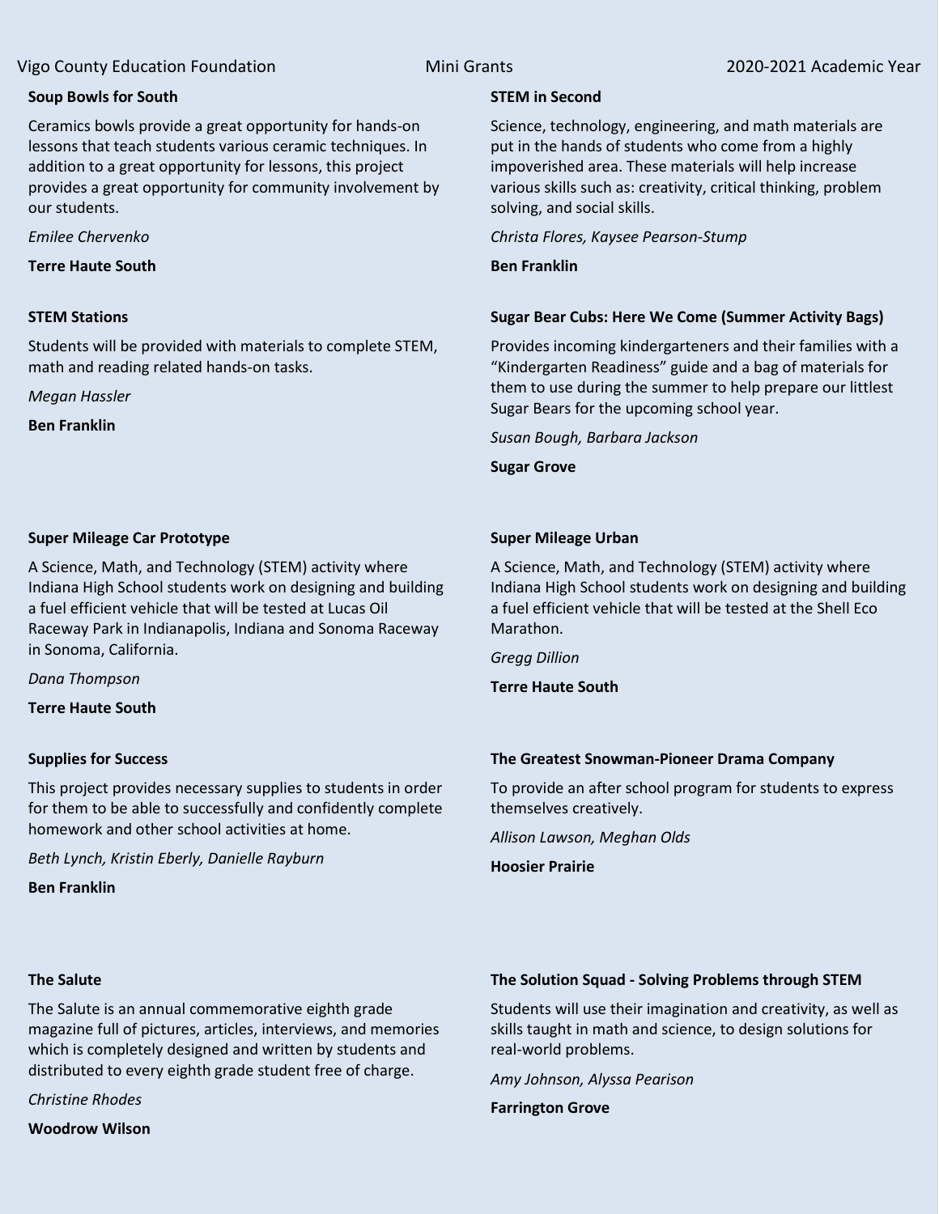**Soup Bowls for South**

Ceramics bowls provide a great opportunity for hands-on lessons that teach students various ceramic techniques. In addition to a great opportunity for lessons, this project provides a great opportunity for community involvement by our students.

*Emilee Chervenko*

**Terre Haute South**

**STEM in Second**

Science, technology, engineering, and math materials are put in the hands of students who come from a highly impoverished area. These materials will help increase various skills such as: creativity, critical thinking, problem solving, and social skills.

*Christa Flores, Kaysee Pearson-Stump*

**Ben Franklin**

**STEM Stations**

Students will be provided with materials to complete STEM, math and reading related hands-on tasks.

*Megan Hassler*

**Ben Franklin**

**Sugar Bear Cubs: Here We Come (Summer Activity Bags)**

Provides incoming kindergarteners and their families with a "Kindergarten Readiness" guide and a bag of materials for them to use during the summer to help prepare our littlest Sugar Bears for the upcoming school year.

*Susan Bough, Barbara Jackson*

**Sugar Grove**

**Super Mileage Car Prototype**

A Science, Math, and Technology (STEM) activity where Indiana High School students work on designing and building a fuel efficient vehicle that will be tested at Lucas Oil Raceway Park in Indianapolis, Indiana and Sonoma Raceway in Sonoma, California.

*Dana Thompson*

**Terre Haute South**

**Super Mileage Urban**

A Science, Math, and Technology (STEM) activity where Indiana High School students work on designing and building a fuel efficient vehicle that will be tested at the Shell Eco Marathon.

*Gregg Dillion*

**Terre Haute South**

**Supplies for Success**

This project provides necessary supplies to students in order for them to be able to successfully and confidently complete homework and other school activities at home.

*Beth Lynch, Kristin Eberly, Danielle Rayburn*

**Ben Franklin**

**The Greatest Snowman-Pioneer Drama Company**

To provide an after school program for students to express themselves creatively.

*Allison Lawson, Meghan Olds*

**Hoosier Prairie**

**The Salute**

The Salute is an annual commemorative eighth grade magazine full of pictures, articles, interviews, and memories which is completely designed and written by students and distributed to every eighth grade student free of charge.

*Christine Rhodes*

**Woodrow Wilson**

**The Solution Squad - Solving Problems through STEM**

Students will use their imagination and creativity, as well as skills taught in math and science, to design solutions for real-world problems.

*Amy Johnson, Alyssa Pearison*

**Farrington Grove**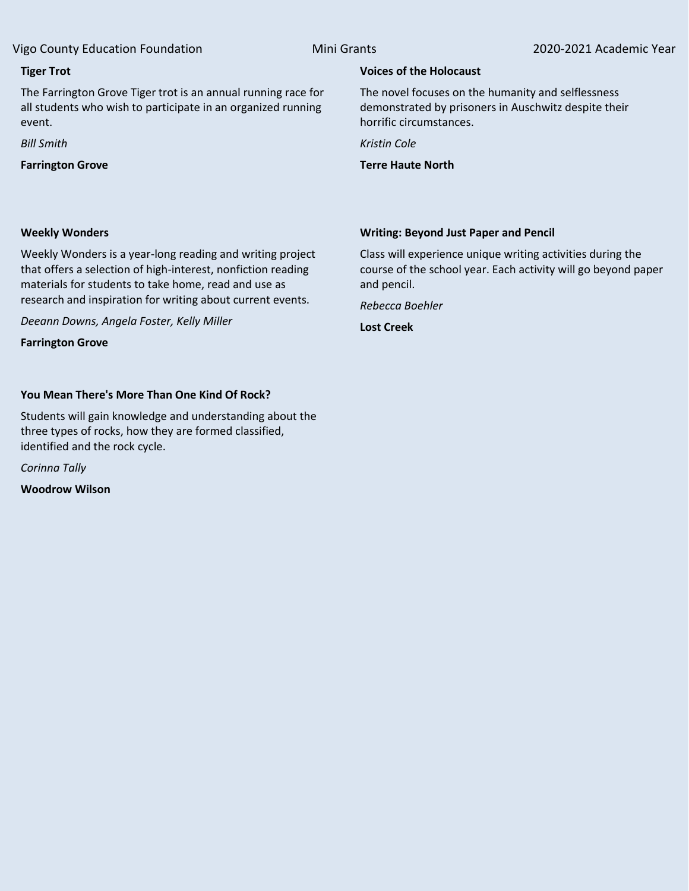**Tiger Trot**

The Farrington Grove Tiger trot is an annual running race for all students who wish to participate in an organized running event.

*Bill Smith*

**Farrington Grove**

**Voices of the Holocaust**

The novel focuses on the humanity and selflessness demonstrated by prisoners in Auschwitz despite their horrific circumstances.

*Kristin Cole*

**Terre Haute North**

**Weekly Wonders**

Weekly Wonders is a year-long reading and writing project that offers a selection of high-interest, nonfiction reading materials for students to take home, read and use as research and inspiration for writing about current events.

*Deeann Downs, Angela Foster, Kelly Miller*

**Farrington Grove**

**Writing: Beyond Just Paper and Pencil**

Class will experience unique writing activities during the course of the school year. Each activity will go beyond paper and pencil.

*Rebecca Boehler*

**Lost Creek**

**You Mean There's More Than One Kind Of Rock?**

Students will gain knowledge and understanding about the three types of rocks, how they are formed classified, identified and the rock cycle.

*Corinna Tally*

**Woodrow Wilson**